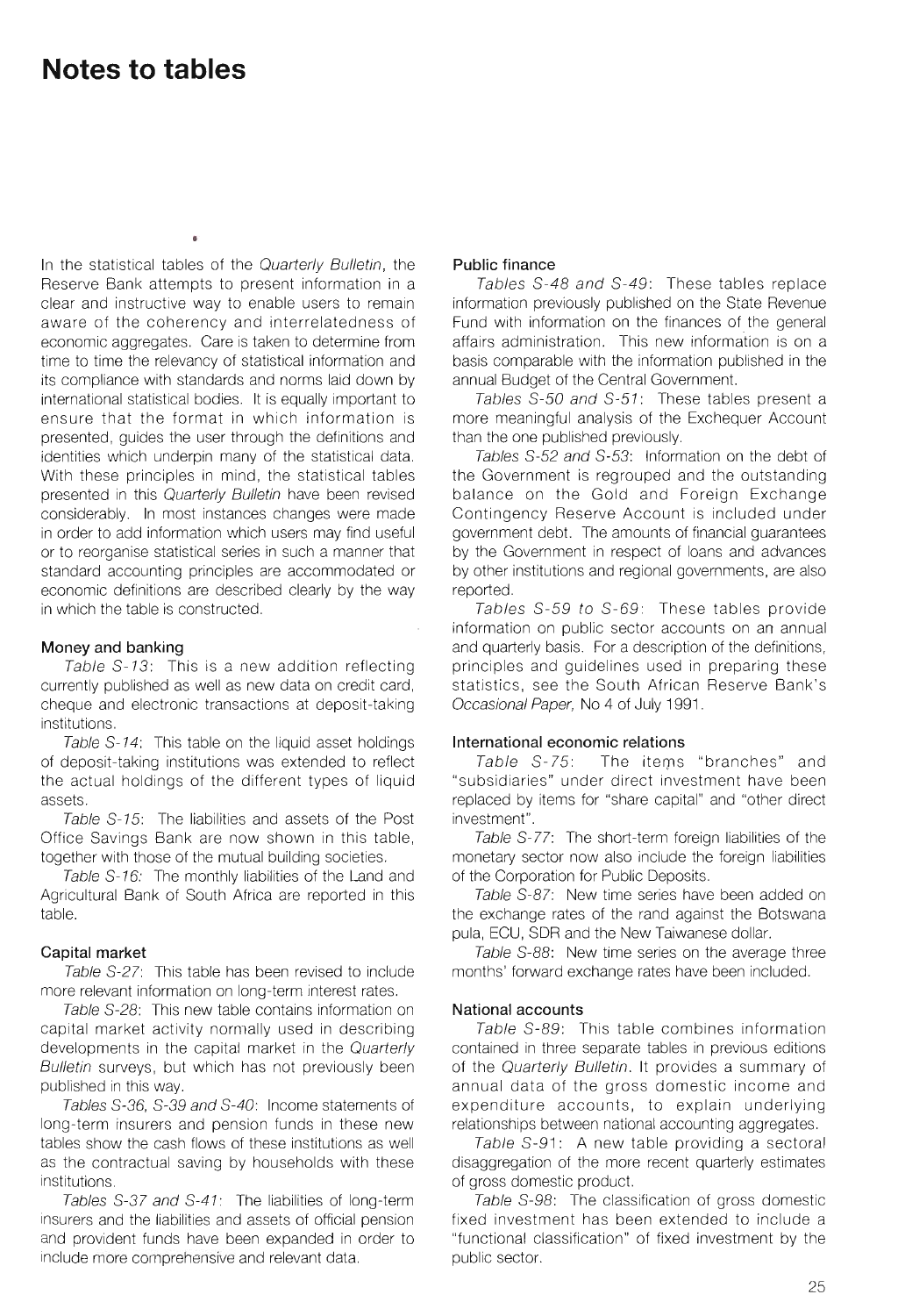# Notes to tables

In the statistical tables of the *Quarterly Bulletin*, the Reserve Bank attempts to present information in a clear and instructive way to enable users to remain aware of the coherency and interrelatedness of economic aggregates. Care is taken to determine from time to time the relevancy of statistical information and its compliance with standards and norms laid down by international statistical bodies. It is equally important to ensure that the format in which information is presented, guides the user through the definitions and identities which underpin many of the statistical data. With these principles in mind, the statistical tables presented in this *Quarterly Bulletin* have been revised considerably. In most instances changes were made in order to add information which users may find useful or to reorganise statistical series in such a manner that standard accounting principles are accommodated or economic definitions are described clearly by the way in which the table is constructed.

### Money and banking

*Table S-13*: This is a new addition reflecting currently published as well as new data on credit card, cheque and electronic transactions at deposit-taking institutions.

*Table S-14*: This table on the liquid asset holdings of deposit-taking institutions was extended to reflect the actual holdings of the different types of liquid assets.

*Table S-15*: The liabilities and assets of the Post Office Savings Bank are now shown in this table, together with those of the mutual building societies.

*Table S-16:* The monthly liabilities of the Land and Agricultural Bank of South Africa are reported in this table.

### Capital market

*Table S-27*: This table has been revised to include more relevant information on long-term interest rates.

*Table S-28*: This new table contains information on capital market activity normally used in describing developments in the capital market in the *Quarterly Bulletin* surveys, but which has not previously been published in this way.

*Tables S-36, S-39 and S-40*: Income statements of long-term insurers and pension funds in these new tables show the cash flows of these institutions as well as the contractual saving by households with these institutions.

*Tables S-37 and S-41*: The liabilities of long-term insurers and the liabilities and assets of official pension and provident funds have been expanded in order to include more comprehensive and relevant data.

### Public finance

*Tables S-48 and S-49*: These tables replace information previously published on the State Revenue Fund with information on the finances of the general affairs administration. This new information is on a basis comparable with the information published in the annual Budget of the Central Government.

*Tables S-50 and S-51*: These tables present a more meaningful analysis of the Exchequer Account than the one published previously.

*Tables S-52 and S-53*: Information on the debt of the Government is regrouped and the outstanding balance on the Gold and Foreign Exchange Contingency Reserve Account is included under government debt. The amounts of financial guarantees by the Government in respect of loans and advances by other institutions and regional governments, are also reported.

*Tables S-59 to S-69*: These tables provide information on public sector accounts on an annual and quarterly basis. For a description of the definitions, principles and guidelines used in preparing these statistics, see the South African Reserve Bank's *Occasional Paper*, No 4 of July 1991.

### International economic relations

*Table S-75*: The items "branches" and "subsidiaries" under direct investment have been replaced by items for "share capital" and "other direct investment".

*Table S-77*: The short-term foreign liabilities of the monetary sector now also include the foreign liabilities of the Corporation for Public Deposits.

*Table S-87*: New time series have been added on the exchange rates of the rand against the Botswana pula, ECU, SDR and the New Taiwanese dollar.

*Table S-88*: New time series on the average three months' forward exchange rates have been included.

### National accounts

*Table S-89*: This table combines information contained in three separate tables in previous editions of the *Quarterly Bulletin*. It provides a summary of annual data of the gross domestic income and expenditure accounts, to explain underlying relationships between national accounting aggregates.

*Table S-91*: A new table providing a sectoral disaggregation of the more recent quarterly estimates of gross domestic product.

*Table S-98*: The classification of gross domestic fixed investment has been extended to include a "functional classification" of fixed investment by the public sector.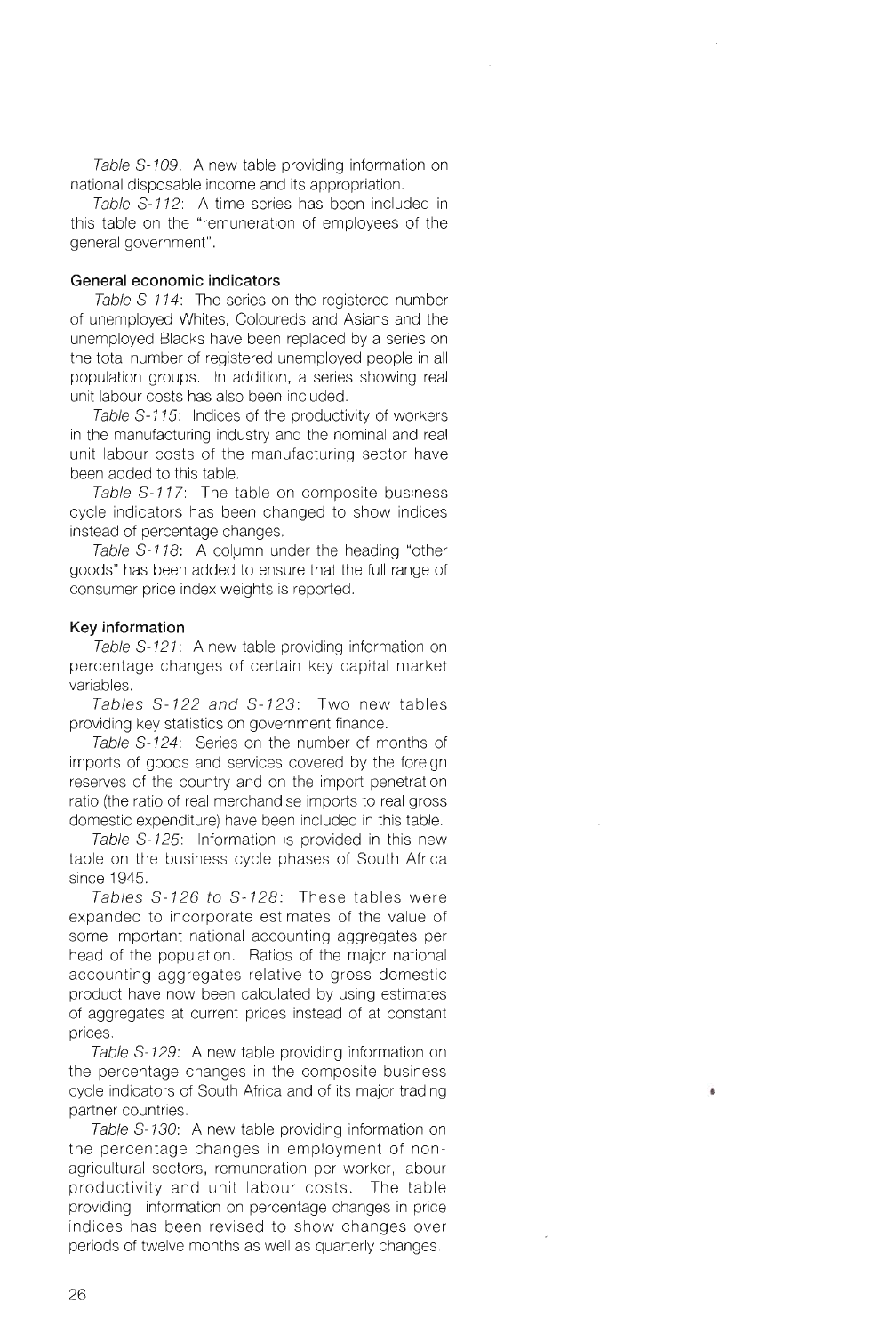*Table S-109*: A new table providing information on national disposable income and its appropriation.

*Table S-112*: A time series has been included in this table on the "remuneration of employees of the general government".

### General economic indicators

*Table S-114*: The series on the registered number of unemployed Whites, Coloureds and Asians and the unemployed Blacks have been replaced by a series on the total number of registered unemployed people in all population groups. In addition, a series showing real unit labour costs has also been included.

*Table S-115*: Indices of the productivity of workers in the manufacturing industry and the nominal and real unit labour costs of the manufacturing sector have been added to this table.

*Table S-117*: The table on composite business cycle indicators has been changed to show indices instead of percentage changes.

*Table S-118*: A column under the heading "other goods" has been added to ensure that the full range of consumer price index weights is reported.

### Key information

*Table S-121*: A new table providing information on percentage changes of certain key capital market variables.

*Tables S-122 and S-123*: Two new tables providing key statistics on government finance.

*Table S-124*: Series on the number of months of imports of goods and services covered by the foreign reserves of the country and on the import penetration ratio (the ratio of real merchandise imports to real gross domestic expenditure) have been included in this table.

*Table S-125*: Information is provided in this new table on the business cycle phases of South Africa since 1945.

*Tables S-126 to S-128*: These tables were expanded to incorporate estimates of the value of some important national accounting aggregates per head of the population. Ratios of the major national accounting aggregates relative to gross domestic product have now been calculated by using estimates of aggregates at current prices instead of at constant prices.

*Table S-129*: A new table providing information on the percentage changes in the composite business cycle indicators of South Africa and of its major trading partner countries.

*Table S-130*: A new table providing information on the percentage changes in employment of non-agricultural sectors, remuneration per worker, labour productivity and unit labour costs. The table providing information on percentage changes in price indices has been revised to show changes over periods of twelve months as well as quarterly changes.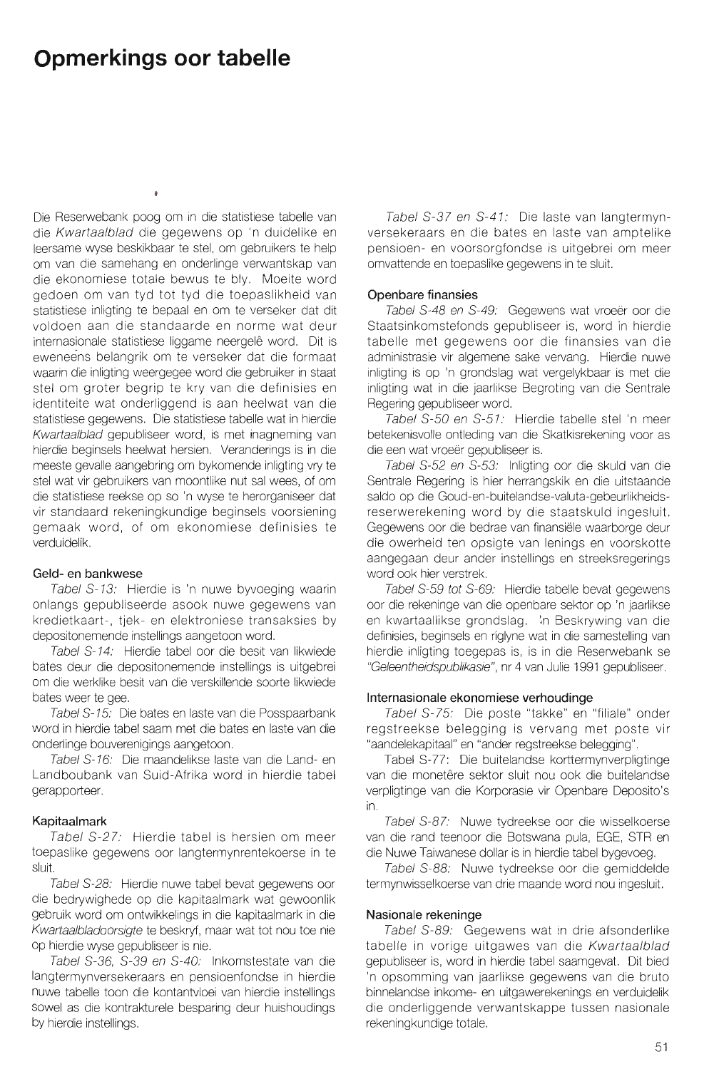# Opmerkings oor tabelle

Die Reserwebank poog om in die statistiese tabelle van die *Kwartaalblad* die gegewens op 'n duidelike en leersame wyse beskikbaar te stel, om gebruikers te help om van die samehang en onderlinge verwantskap van die ekonomiese totale bewus te bly. Moeite word gedoen om van tyd tot tyd die toepaslikheid van statistiese inligting te bepaal en om te verseker dat dit voldoen aan die standaarde en norme wat deur internasionale statistiese liggame neergelê word. Dit is eweneens belangrik om te verseker dat die formaat waarin die inligting weergegee word die gebruiker in staat stel om groter begrip te kry van die definisies en identiteite wat onderliggend is aan heelwat van die statistiese gegewens. Die statistiese tabelle wat in hierdie *Kwartaalblad* gepubliseer word, is met inagneming van hierdie beginsels heelwat hersien. Veranderings is in die meeste gevalle aangebring om bykomende inligting vry te stel wat vir gebruikers van moontlike nut sal wees, of om die statistiese reekse op so 'n wyse te herorganiseer dat vir standaard rekeningkundige beginsels voorsiening gemaak word, of om ekonomiese definisies te verduidelik.

### Geld- en bankwese

*Tabel S-13:* Hierdie is 'n nuwe byvoeging waarin onlangs gepubliseerde asook nuwe gegewens van kredietkaart-, tjek- en elektroniese transaksies by depositonemende instellings aangetoon word.

*Tabel S-14:* Hierdie tabel oor die besit van likwiede bates deur die depositonemende instellings is uitgebrei om die werklike besit van die verskillende soorte likwiede bates weer te gee.

*Tabel S-15:* Die bates en laste van die Posspaarbank word in hierdie tabel saam met die bates en laste van die onderlinge bouverenigings aangetoon.

*Tabel S-16:* Die maandelikse laste van die Land- en Landboubank van Suid-Afrika word in hierdie tabel gerapporteer.

### Kapitaalmark

*Tabel S-27:* Hierdie tabel is hersien om meer toepaslike gegewens oor langtermynrentekoerse in te sluit.

*Tabel S-28:* Hierdie nuwe tabel bevat gegewens oor die bedrywighede op die kapitaalmark wat gewoonlik gebruik word om ontwikkelings in die kapitaalmark in die *Kwartaalbladoorsigte* te beskryf, maar wat tot nou toe nie op hierdie wyse gepubliseer is nie.

*Tabel S-36, S-39 en S-40:* Inkomstestate van die langtermynversekeraars en pensioenfondse in hierdie nuwe tabelle toon die kontantvloei van hierdie instellings sowel as die kontrakturele besparing deur huishoudings by hierdie instellings.

*Tabel S-37 en S-41:* Die laste van langtermynversekeraars en die bates en laste van amptelike pensioen- en voorsorgfondse is uitgebrei om meer omvattende en toepaslike gegewens in te sluit.

### Openbare finansies

*Tabel S-48 en S-49:* Gegewens wat vroeër oor die Staatsinkomstefonds gepubliseer is, word in hierdie tabelle met gegewens oor die finansies van die administrasie vir algemene sake vervang. Hierdie nuwe inligting is op 'n grondslag wat vergelykbaar is met die inligting wat in die jaarlikse Begroting van die Sentrale Regering gepubliseer word.

*Tabel S-50 en S-51:* Hierdie tabelle stel 'n meer betekenisvolle ontleding van die Skatkisrekening voor as die een wat vroeër gepubliseer is.

*Tabel S-52 en S-53:* Inligting oor die skuld van die Sentrale Regering is hier herrangskik en die uitstaande saldo op die Goud-en-buitelandse-valuta-gebeurlikheidsreserwerekening word by die staatskuld ingesluit. Gegewens oor die bedrae van finansiële waarborge deur die owerheid ten opsigte van lenings en voorskotte aangegaan deur ander instellings en streeksregerings word ook hier verstrek.

*Tabel S-59 tot S-69:* Hierdie tabelle bevat gegewens oor die rekeninge van die openbare sektor op 'n jaarlikse en kwartaallikse grondslag. 'n Beskrywing van die definisies, beginsels en riglyne wat in die samestelling van hierdie inligting toegepas is, is in die Reserwebank se *"Geleentheidspublikasie"*, nr 4 van Julie 1991 gepubliseer.

### Internasionale ekonomiese verhoudinge

*Tabel S-75:* Die poste "takke" en "filiale" onder regstreekse belegging is vervang met poste vir "aandelekapitaal" en "ander regstreekse belegging".

Tabel S-77: Die buitelandse korttermynverpligtinge van die monetêre sektor sluit nou ook die buitelandse verpligtinge van die Korporasie vir Openbare Deposito's in.

*Tabel S-87:* Nuwe tydreekse oor die wisselkoerse van die rand teenoor die Botswana pula, EGE, STR en die Nuwe Taiwanese dollar is in hierdie tabel bygevoeg.

*Tabel S-88:* Nuwe tydreekse oor die gemiddelde termynwisselkoerse van drie maande word nou ingesluit.

### Nasionale rekeninge

*Tabel S-89:* Gegewens wat in drie afsonderlike tabelle in vorige uitgawes van die *Kwartaalblad* gepubliseer is, word in hierdie tabel saamgevat. Dit bied 'n opsomming van jaarlikse gegewens van die bruto binnelandse inkome- en uitgawerekenings en verduidelik die onderliggende verwantskappe tussen nasionale rekeningkundige totale.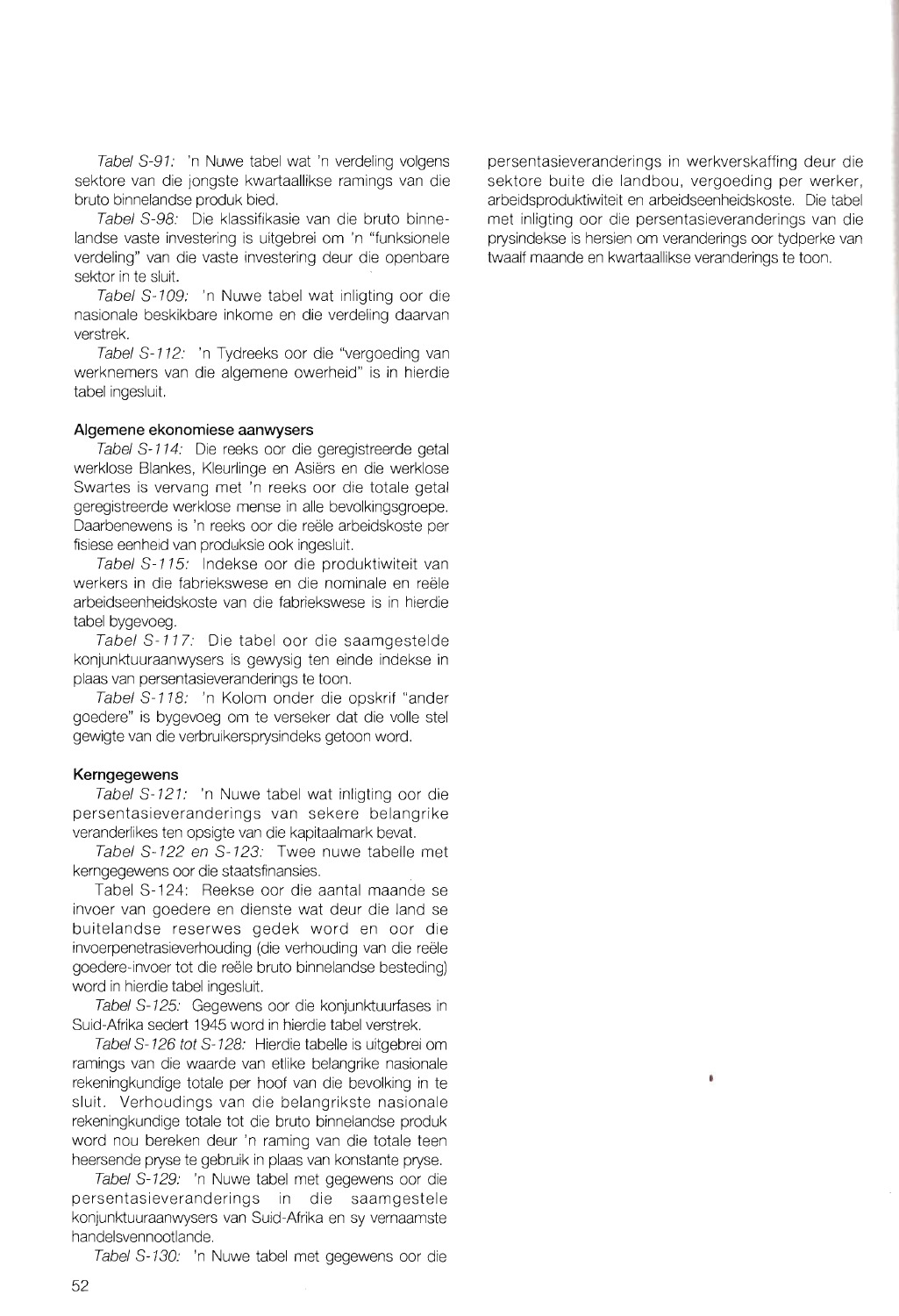*Tabel S-91:* 'n Nuwe tabel wat 'n verdeling volgens sektore van die jongste kwartaallikse ramings van die bruto binnelandse produk bied.

*Tabel S-98:* Die klassifikasie van die bruto binnelandse vaste investering is uitgebrei om 'n "funksionele verdeling" van die vaste investering deur die openbare sektor in te sluit.

*Tabel S-109:* 'n Nuwe tabel wat inligting oor die nasionale beskikbare inkome en die verdeling daarvan verstrek.

*Tabel S-112:* 'n Tydreeks oor die "vergoeding van werknemers van die algemene owerheid" is in hierdie tabel ingesluit.

#### Algemene ekonomiese aanwysers

*Tabel S-114:* Die reeks oor die geregistreerde getal werklose Blankes, Kleurlinge en Asiërs en die werklose Swartes is vervang met 'n reeks oor die totale getal geregistreerde werklose mense in alle bevolkingsgroepe. Daarbenewens is 'n reeks oor die reële arbeidskoste per fisiese eenheid van produksie ook ingesluit.

*Tabel S-115:* Indekse oor die produktiwiteit van werkers in die fabriekswese en die nominale en reële arbeidseenheidskoste van die fabriekswese is in hierdie tabel bygevoeg.

*Tabel S-117:* Die tabel oor die saamgestelde konjunktuuraanwysers is gewysig ten einde indekse in plaas van persentasieveranderings te toon.

*Tabel S-118:* 'n Kolom onder die opskrif "ander goedere" is bygevoeg om te verseker dat die volle stel gewigte van die verbruikersprysindeks getoon word.

#### Kerngegewens

*Tabel S-121:* 'n Nuwe tabel wat inligting oor die persentasieveranderings van sekere belangrike veranderlikes ten opsigte van die kapitaalmark bevat.

*Tabel S-122 en S-123:* Twee nuwe tabelle met kerngegewens oor die staatsfinansies.

Tabel S-124: Reekse oor die aantal maande se invoer van goedere en dienste wat deur die land se buitelandse reserwes gedek word en oor die invoerpenetrasieverhouding (die verhouding van die reële goedere-invoer tot die reële bruto binnelandse besteding) word in hierdie tabel ingesluit.

*Tabel S-125:* Gegewens oor die konjunktuurfases in Suid-Afrika sedert 1945 word in hierdie tabel verstrek.

*Tabel S-126 tot S-128:* Hierdie tabelle is uitgebrei om ramings van die waarde van etlike belangrike nasionale rekeningkundige totale per hoof van die bevolking in te sluit. Verhoudings van die belangrikste nasionale rekeningkundige totale tot die bruto binnelandse produk word nou bereken deur 'n raming van die totale teen heersende pryse te gebruik in plaas van konstante pryse.

*Tabel S-129:* 'n Nuwe tabel met gegewens oor die persentasieveranderings in die saamgestele konjunktuuraanwysers van Suid-Afrika en sy vernaamste handelsvennootlande.

*Tabel S-130:* 'n Nuwe tabel met gegewens oor die persentasieveranderings in werkverskaffing deur die sektore buite die landbou, vergoeding per werker, arbeidsproduktiwiteit en arbeidseenheidskoste. Die tabel met inligting oor die persentasieveranderings van die prysindekse is hersien om veranderings oor tydperke van twaalf maande en kwartaallikse veranderings te toon.